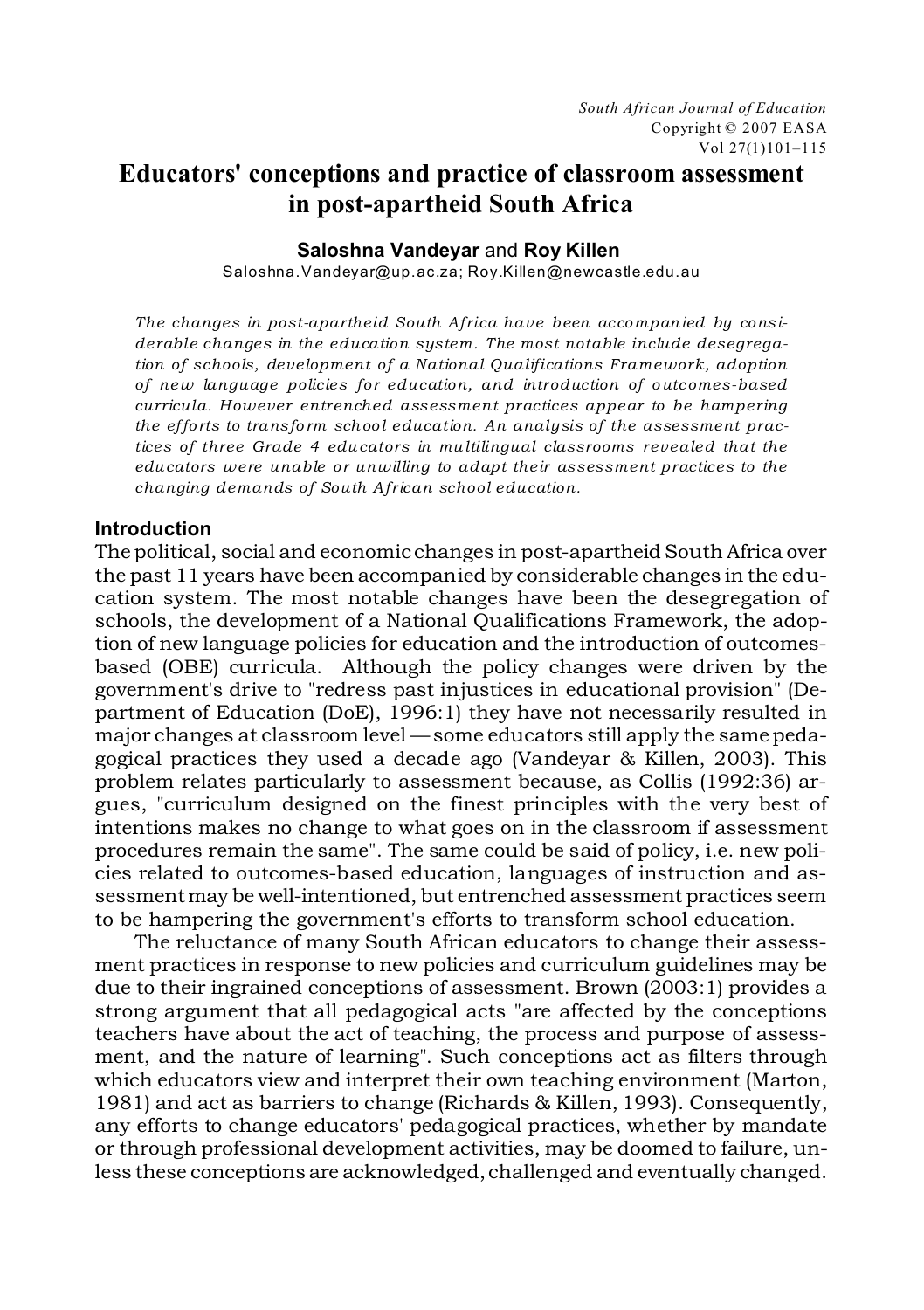# Educators' conceptions and practice of classroom assessment in post-apartheid South Africa

**Saloshna Vandeyar** and **Roy Killen**

Saloshna.Vandeyar@up.ac.za; Roy.Killen@newcastle.edu.au

*The changes in post-apartheid South Africa have been accompanied by considerable changes in the education system. The most notable include desegregation of schools, development of a National Qualifications Framework, adoption of new language policies for education, and introduction of outcomes-based curricula. However entrenched assessment practices appear to be hampering the efforts to transform school education. An analysis of the assessment practices of three Grade 4 educators in multilingual classrooms revealed that the educators were unable or unwilling to adapt their assessment practices to the changing demands of South African school education.*

## Introduction

The political, social and economic changes in post-apartheid South Africa over the past 11 years have been accompanied by considerable changes in the education system. The most notable changes have been the desegregation of schools, the development of a National Qualifications Framework, the adoption of new language policies for education and the introduction of outcomes-based (OBE) curricula. Although the policy changes were driven by the government's drive to "redress past injustices in educational provision" (Department of Education (DoE), 1996:1) they have not necessarily resulted in major changes at classroom level — some educators still apply the same pedagogical practices they used a decade ago (Vandeyar & Killen, 2003). This problem relates particularly to assessment because, as Collis (1992:36) argues, "curriculum designed on the finest principles with the very best of intentions makes no change to what goes on in the classroom if assessment procedures remain the same". The same could be said of policy, i.e. new policies related to outcomes-based education, languages of instruction and assessment may be well-intentioned, but entrenched assessment practices seem to be hampering the government's efforts to transform school education.

The reluctance of many South African educators to change their assessment practices in response to new policies and curriculum guidelines may be due to their ingrained conceptions of assessment. Brown (2003:1) provides a strong argument that all pedagogical acts "are affected by the conceptions teachers have about the act of teaching, the process and purpose of assessment, and the nature of learning". Such conceptions act as filters through which educators view and interpret their own teaching environment (Marton, 1981) and act as barriers to change (Richards & Killen, 1993). Consequently, any efforts to change educators' pedagogical practices, whether by mandate or through professional development activities, may be doomed to failure, unless these conceptions are acknowledged, challenged and eventually changed.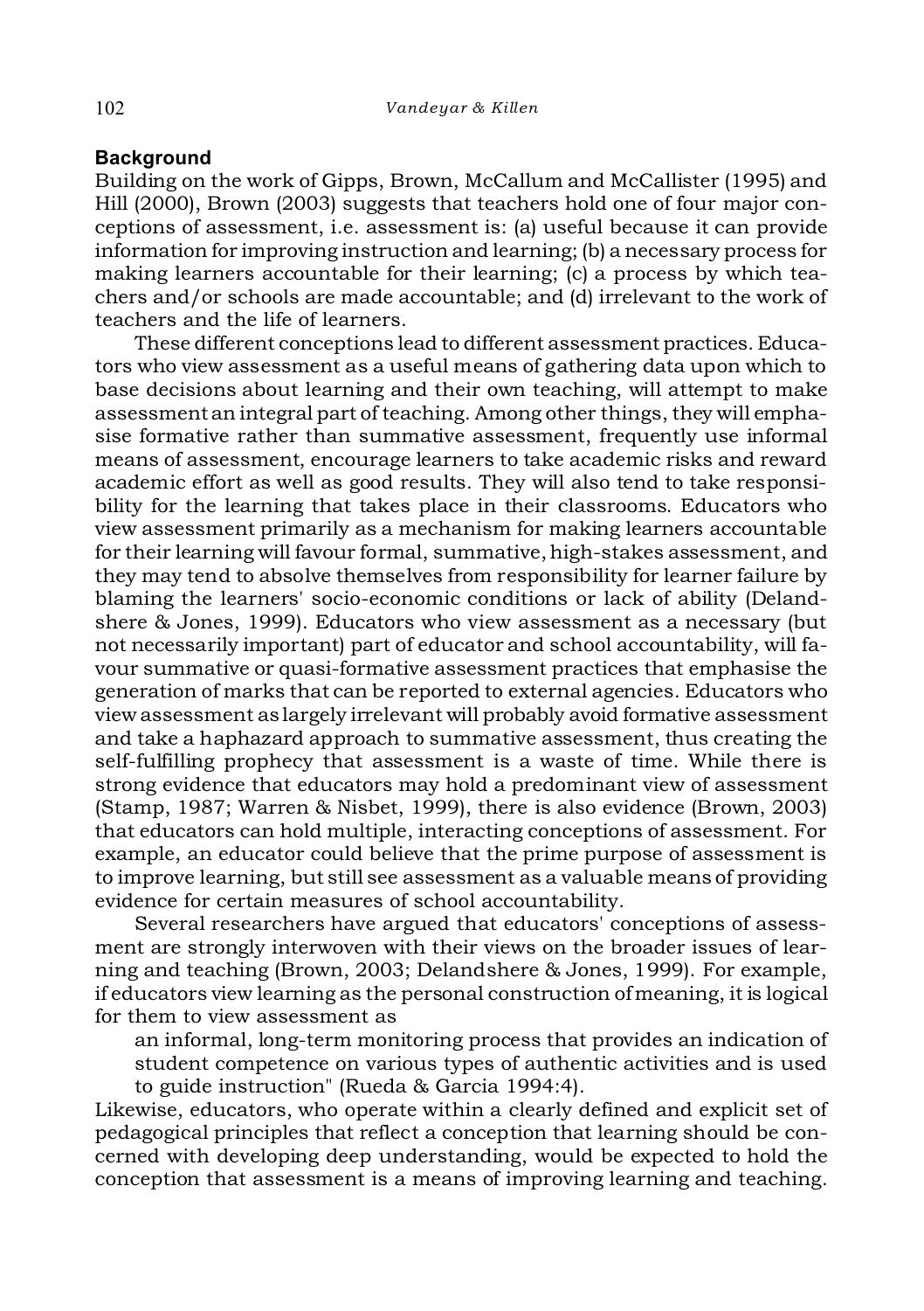## Background

Building on the work of Gipps, Brown, McCallum and McCallister (1995) and Hill (2000), Brown (2003) suggests that teachers hold one of four major conceptions of assessment, i.e. assessment is: (a) useful because it can provide information for improving instruction and learning; (b) a necessary process for making learners accountable for their learning; (c) a process by which teachers and/or schools are made accountable; and (d) irrelevant to the work of teachers and the life of learners.

These different conceptions lead to different assessment practices. Educators who view assessment as a useful means of gathering data upon which to base decisions about learning and their own teaching, will attempt to make assessment an integral part of teaching. Among other things, they will emphasise formative rather than summative assessment, frequently use informal means of assessment, encourage learners to take academic risks and reward academic effort as well as good results. They will also tend to take responsibility for the learning that takes place in their classrooms. Educators who view assessment primarily as a mechanism for making learners accountable for their learning will favour formal, summative, high-stakes assessment, and they may tend to absolve themselves from responsibility for learner failure by blaming the learners' socio-economic conditions or lack of ability (Delandshere & Jones, 1999). Educators who view assessment as a necessary (but not necessarily important) part of educator and school accountability, will favour summative or quasi-formative assessment practices that emphasise the generation of marks that can be reported to external agencies. Educators who view assessment as largely irrelevant will probably avoid formative assessment and take a haphazard approach to summative assessment, thus creating the self-fulfilling prophecy that assessment is a waste of time. While there is strong evidence that educators may hold a predominant view of assessment (Stamp, 1987; Warren & Nisbet, 1999), there is also evidence (Brown, 2003) that educators can hold multiple, interacting conceptions of assessment. For example, an educator could believe that the prime purpose of assessment is to improve learning, but still see assessment as a valuable means of providing evidence for certain measures of school accountability.

Several researchers have argued that educators' conceptions of assessment are strongly interwoven with their views on the broader issues of learning and teaching (Brown, 2003; Delandshere & Jones, 1999). For example, if educators view learning as the personal construction of meaning, it is logical for them to view assessment as

> an informal, long-term monitoring process that provides an indication of student competence on various types of authentic activities and is used to guide instruction" (Rueda & Garcia 1994:4).

Likewise, educators, who operate within a clearly defined and explicit set of pedagogical principles that reflect a conception that learning should be concerned with developing deep understanding, would be expected to hold the conception that assessment is a means of improving learning and teaching.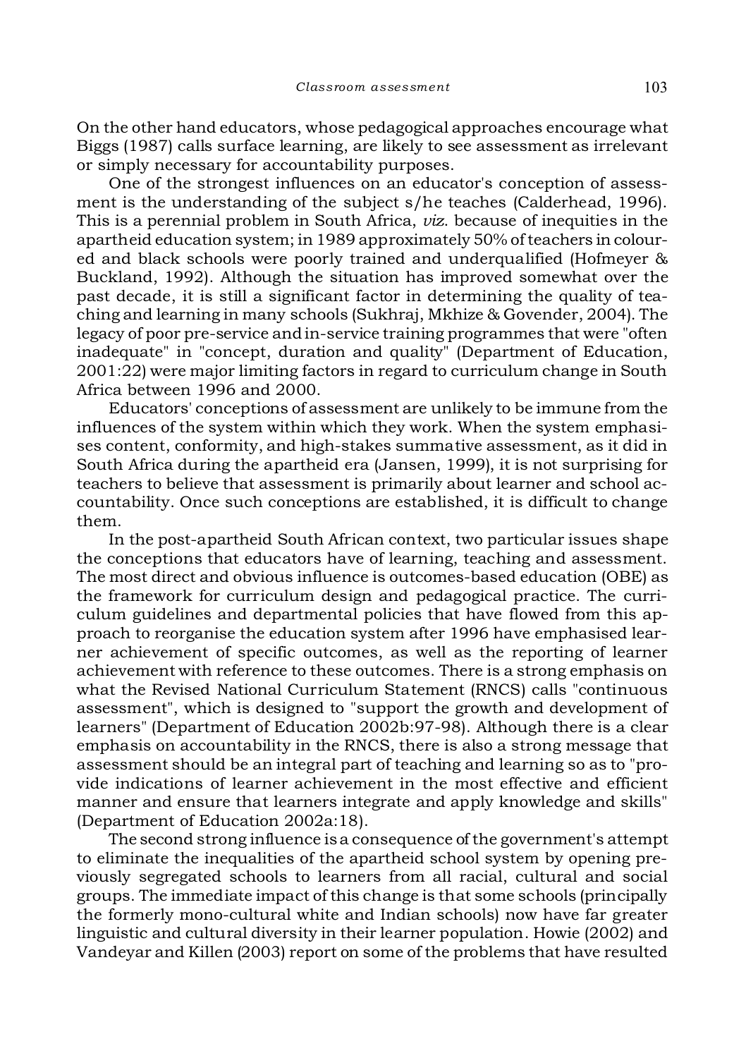On the other hand educators, whose pedagogical approaches encourage what Biggs (1987) calls surface learning, are likely to see assessment as irrelevant or simply necessary for accountability purposes.

One of the strongest influences on an educator's conception of assessment is the understanding of the subject s/he teaches (Calderhead, 1996). This is a perennial problem in South Africa, *viz*. because of inequities in the apartheid education system; in 1989 approximately 50% of teachers in coloured and black schools were poorly trained and underqualified (Hofmeyer & Buckland, 1992). Although the situation has improved somewhat over the past decade, it is still a significant factor in determining the quality of teaching and learning in many schools (Sukhraj, Mkhize & Govender, 2004). The legacy of poor pre-service and in-service training programmes that were "often inadequate" in "concept, duration and quality" (Department of Education, 2001:22) were major limiting factors in regard to curriculum change in South Africa between 1996 and 2000.

Educators' conceptions of assessment are unlikely to be immune from the influences of the system within which they work. When the system emphasises content, conformity, and high-stakes summative assessment, as it did in South Africa during the apartheid era (Jansen, 1999), it is not surprising for teachers to believe that assessment is primarily about learner and school accountability. Once such conceptions are established, it is difficult to change them.

In the post-apartheid South African context, two particular issues shape the conceptions that educators have of learning, teaching and assessment. The most direct and obvious influence is outcomes-based education (OBE) as the framework for curriculum design and pedagogical practice. The curriculum guidelines and departmental policies that have flowed from this approach to reorganise the education system after 1996 have emphasised learner achievement of specific outcomes, as well as the reporting of learner achievement with reference to these outcomes. There is a strong emphasis on what the Revised National Curriculum Statement (RNCS) calls "continuous assessment", which is designed to "support the growth and development of learners" (Department of Education 2002b:97-98). Although there is a clear emphasis on accountability in the RNCS, there is also a strong message that assessment should be an integral part of teaching and learning so as to "provide indications of learner achievement in the most effective and efficient manner and ensure that learners integrate and apply knowledge and skills" (Department of Education 2002a:18).

The second strong influence is a consequence of the government's attempt to eliminate the inequalities of the apartheid school system by opening previously segregated schools to learners from all racial, cultural and social groups. The immediate impact of this change is that some schools (principally the formerly mono-cultural white and Indian schools) now have far greater linguistic and cultural diversity in their learner population. Howie (2002) and Vandeyar and Killen (2003) report on some of the problems that have resulted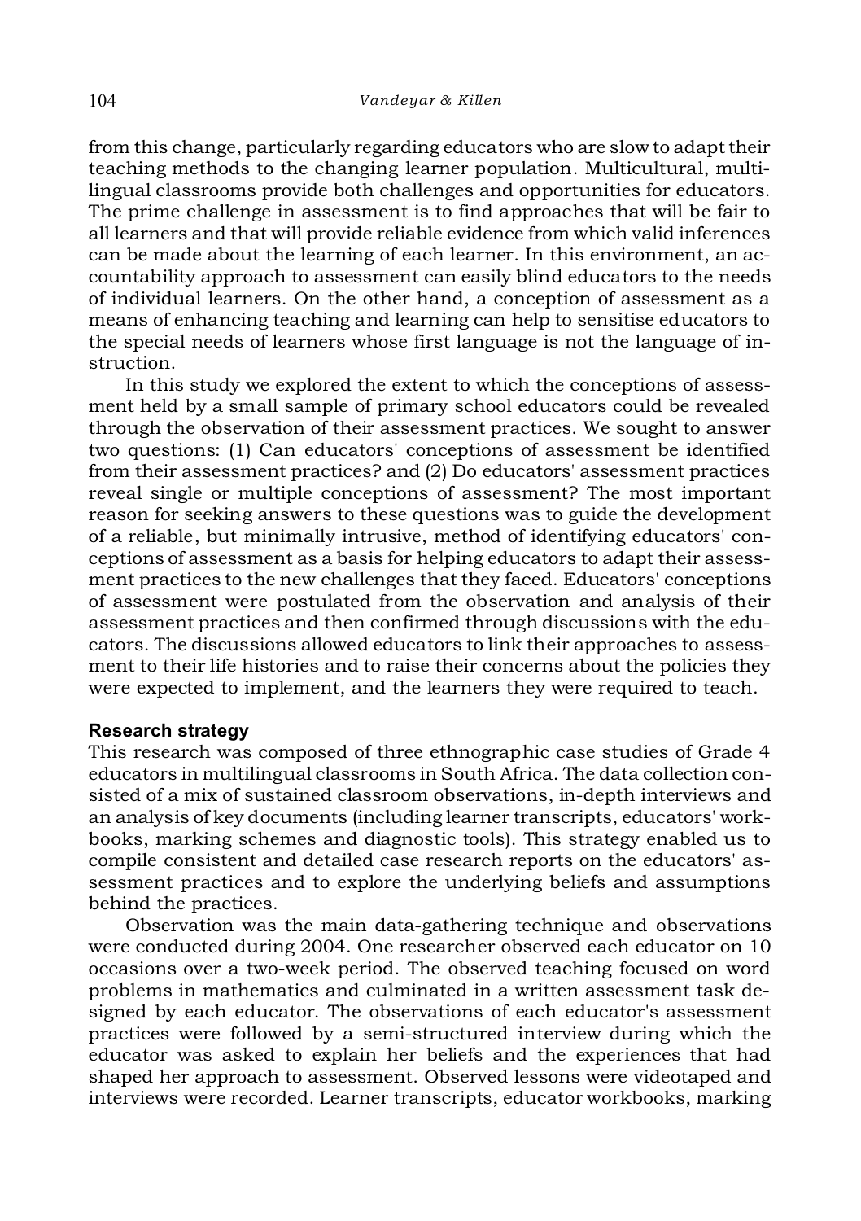from this change, particularly regarding educators who are slow to adapt their teaching methods to the changing learner population. Multicultural, multilingual classrooms provide both challenges and opportunities for educators. The prime challenge in assessment is to find approaches that will be fair to all learners and that will provide reliable evidence from which valid inferences can be made about the learning of each learner. In this environment, an accountability approach to assessment can easily blind educators to the needs of individual learners. On the other hand, a conception of assessment as a means of enhancing teaching and learning can help to sensitise educators to the special needs of learners whose first language is not the language of instruction.

In this study we explored the extent to which the conceptions of assessment held by a small sample of primary school educators could be revealed through the observation of their assessment practices. We sought to answer two questions: (1) Can educators' conceptions of assessment be identified from their assessment practices? and (2) Do educators' assessment practices reveal single or multiple conceptions of assessment? The most important reason for seeking answers to these questions was to guide the development of a reliable, but minimally intrusive, method of identifying educators' conceptions of assessment as a basis for helping educators to adapt their assessment practices to the new challenges that they faced. Educators' conceptions of assessment were postulated from the observation and analysis of their assessment practices and then confirmed through discussions with the educators. The discussions allowed educators to link their approaches to assessment to their life histories and to raise their concerns about the policies they were expected to implement, and the learners they were required to teach.

## Research strategy

This research was composed of three ethnographic case studies of Grade 4 educators in multilingual classrooms in South Africa. The data collection consisted of a mix of sustained classroom observations, in-depth interviews and an analysis of key documents (including learner transcripts, educators' workbooks, marking schemes and diagnostic tools). This strategy enabled us to compile consistent and detailed case research reports on the educators' assessment practices and to explore the underlying beliefs and assumptions behind the practices.

Observation was the main data-gathering technique and observations were conducted during 2004. One researcher observed each educator on 10 occasions over a two-week period. The observed teaching focused on word problems in mathematics and culminated in a written assessment task designed by each educator. The observations of each educator's assessment practices were followed by a semi-structured interview during which the educator was asked to explain her beliefs and the experiences that had shaped her approach to assessment. Observed lessons were videotaped and interviews were recorded. Learner transcripts, educator workbooks, marking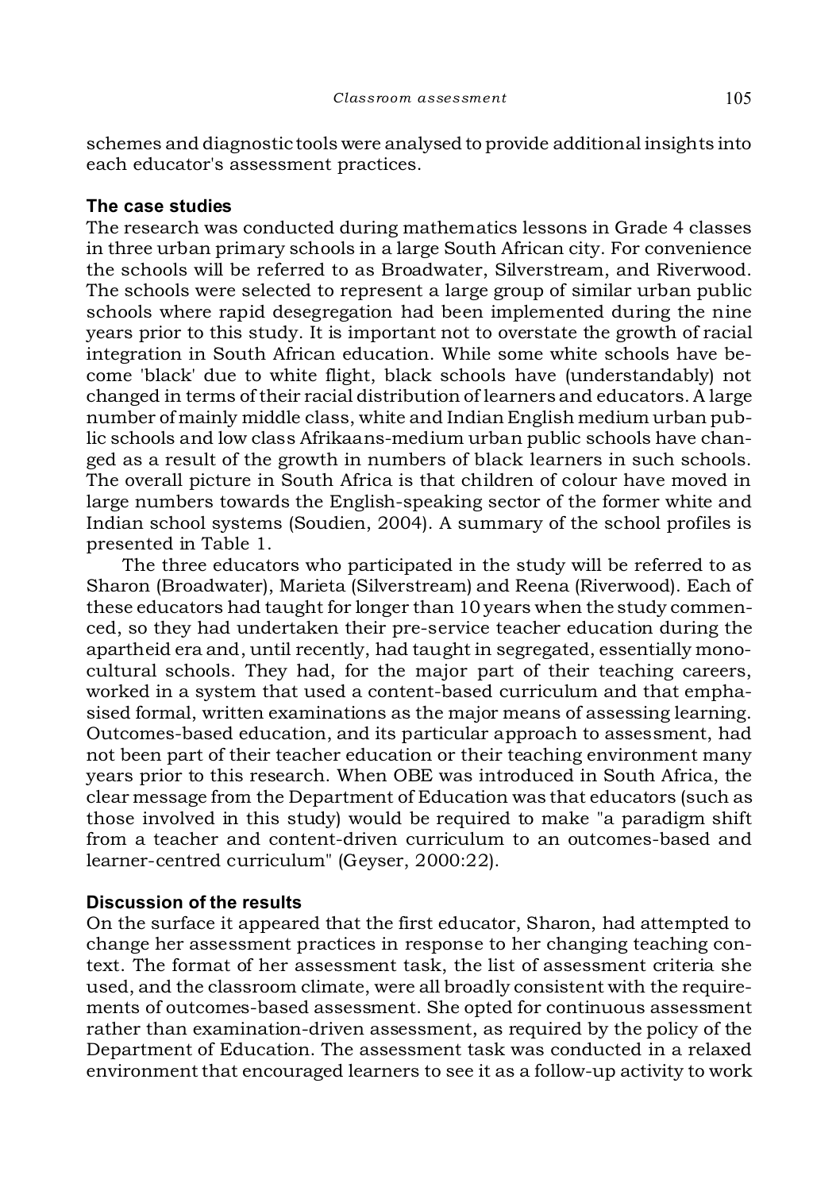schemes and diagnostic tools were analysed to provide additional insights into each educator's assessment practices.

### The case studies

The research was conducted during mathematics lessons in Grade 4 classes in three urban primary schools in a large South African city. For convenience the schools will be referred to as Broadwater, Silverstream, and Riverwood. The schools were selected to represent a large group of similar urban public schools where rapid desegregation had been implemented during the nine years prior to this study. It is important not to overstate the growth of racial integration in South African education. While some white schools have become 'black' due to white flight, black schools have (understandably) not changed in terms of their racial distribution of learners and educators. A large number of mainly middle class, white and Indian English medium urban public schools and low class Afrikaans-medium urban public schools have changed as a result of the growth in numbers of black learners in such schools. The overall picture in South Africa is that children of colour have moved in large numbers towards the English-speaking sector of the former white and Indian school systems (Soudien, 2004). A summary of the school profiles is presented in Table 1.

The three educators who participated in the study will be referred to as Sharon (Broadwater), Marieta (Silverstream) and Reena (Riverwood). Each of these educators had taught for longer than 10 years when the study commenced, so they had undertaken their pre-service teacher education during the apartheid era and, until recently, had taught in segregated, essentially monocultural schools. They had, for the major part of their teaching careers, worked in a system that used a content-based curriculum and that emphasised formal, written examinations as the major means of assessing learning. Outcomes-based education, and its particular approach to assessment, had not been part of their teacher education or their teaching environment many years prior to this research. When OBE was introduced in South Africa, the clear message from the Department of Education was that educators (such as those involved in this study) would be required to make "a paradigm shift from a teacher and content-driven curriculum to an outcomes-based and learner-centred curriculum" (Geyser, 2000:22).

### Discussion of the results

On the surface it appeared that the first educator, Sharon, had attempted to change her assessment practices in response to her changing teaching context. The format of her assessment task, the list of assessment criteria she used, and the classroom climate, were all broadly consistent with the requirements of outcomes-based assessment. She opted for continuous assessment rather than examination-driven assessment, as required by the policy of the Department of Education. The assessment task was conducted in a relaxed environment that encouraged learners to see it as a follow-up activity to work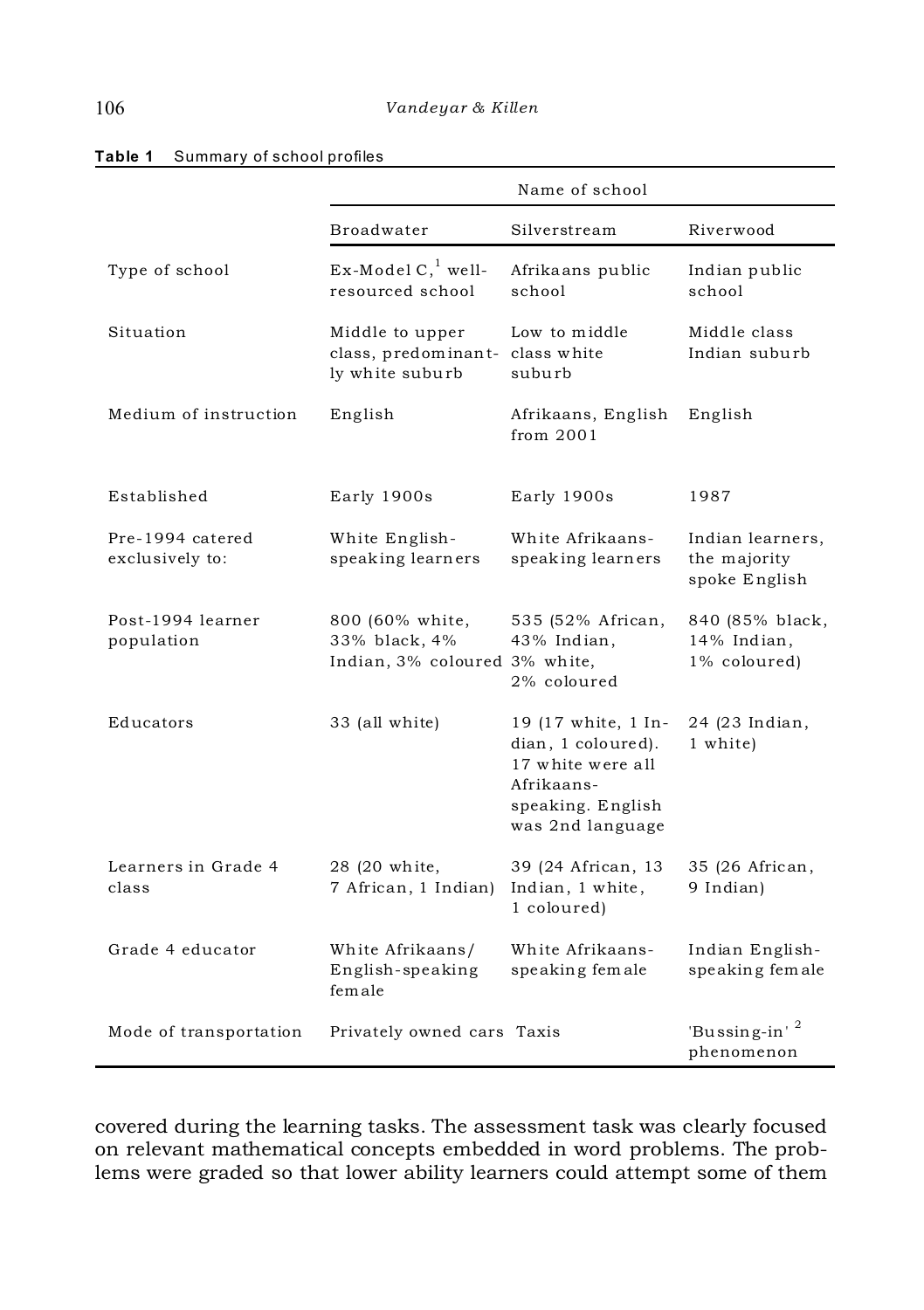**Table 1** Summary of school profiles

| | Name of school | | |
|---|---|---|---|
| | Broadwater | Silverstream | Riverwood |
| Type of school | Ex-Model C,[1] well-resourced school | Afrikaans public school | Indian public school |
| Situation | Middle to upper class, predominantly white suburb | Low to middle class white suburb | Middle class Indian suburb |
| Medium of instruction | English | Afrikaans, English from 2001 | English |
| Established | Early 1900s | Early 1900s | 1987 |
| Pre-1994 catered exclusively to: | White English-speaking learners | White Afrikaans-speaking learners | Indian learners, the majority spoke English |
| Post-1994 learner population | 800 (60% white, 33% black, 4% Indian, 3% coloured | 535 (52% African, 43% Indian, 3% white, 2% coloured | 840 (85% black, 14% Indian, 1% coloured) |
| Educators | 33 (all white) | 19 (17 white, 1 Indian, 1 coloured). 17 white were all Afrikaans-speaking. English was 2nd language | 24 (23 Indian, 1 white) |
| Learners in Grade 4 class | 28 (20 white, 7 African, 1 Indian) | 39 (24 African, 13 Indian, 1 white, 1 coloured) | 35 (26 African, 9 Indian) |
| Grade 4 educator | White Afrikaans/ English-speaking female | White Afrikaans-speaking female | Indian English-speaking female |
| Mode of transportation | Privately owned cars | Taxis | 'Bussing-in'[2] phenomenon |

covered during the learning tasks. The assessment task was clearly focused on relevant mathematical concepts embedded in word problems. The problems were graded so that lower ability learners could attempt some of them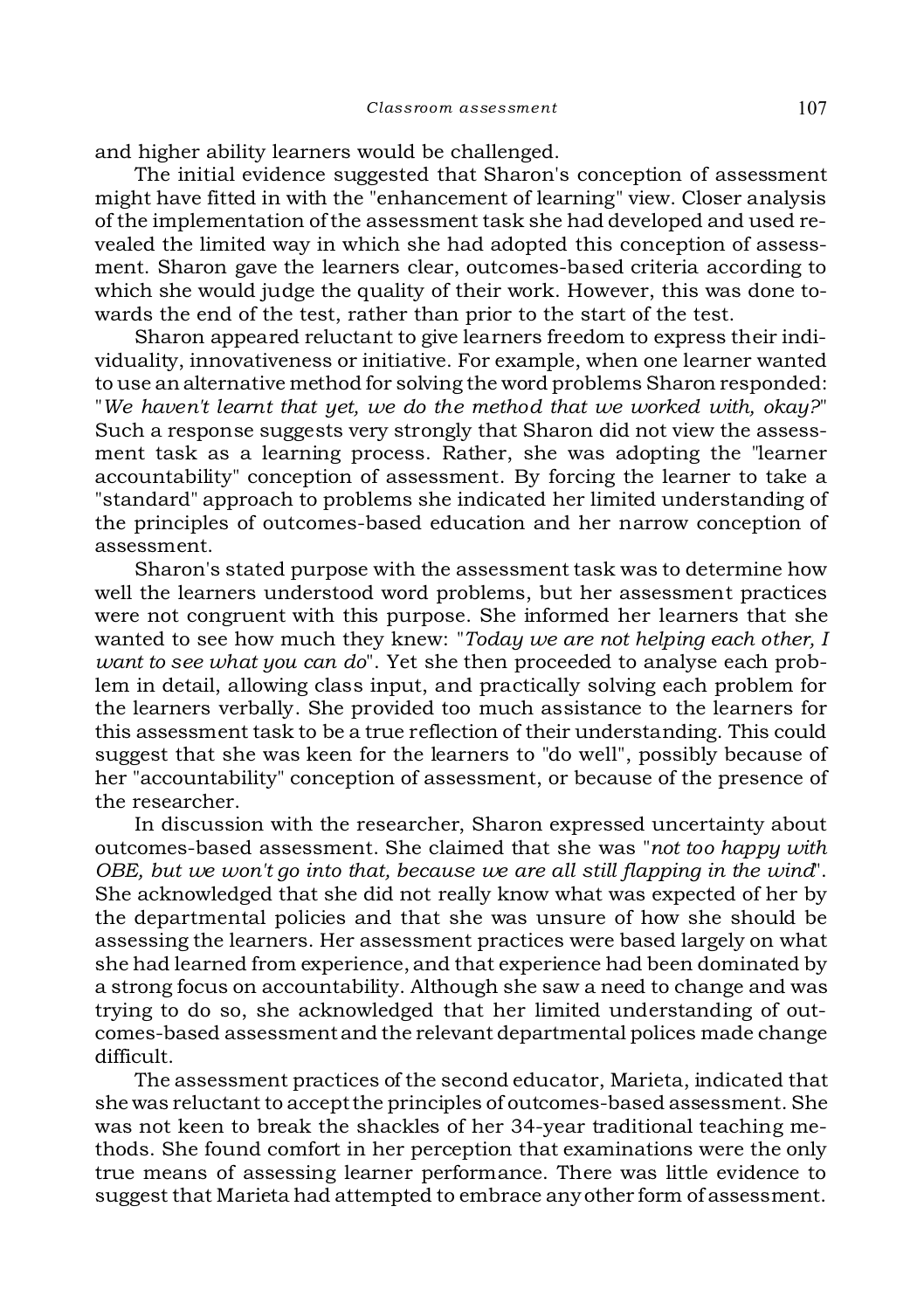and higher ability learners would be challenged.

The initial evidence suggested that Sharon's conception of assessment might have fitted in with the "enhancement of learning" view. Closer analysis of the implementation of the assessment task she had developed and used revealed the limited way in which she had adopted this conception of assessment. Sharon gave the learners clear, outcomes-based criteria according to which she would judge the quality of their work. However, this was done towards the end of the test, rather than prior to the start of the test.

Sharon appeared reluctant to give learners freedom to express their individuality, innovativeness or initiative. For example, when one learner wanted to use an alternative method for solving the word problems Sharon responded: "*We haven't learnt that yet, we do the method that we worked with, okay?*" Such a response suggests very strongly that Sharon did not view the assessment task as a learning process. Rather, she was adopting the "learner accountability" conception of assessment. By forcing the learner to take a "standard" approach to problems she indicated her limited understanding of the principles of outcomes-based education and her narrow conception of assessment.

Sharon's stated purpose with the assessment task was to determine how well the learners understood word problems, but her assessment practices were not congruent with this purpose. She informed her learners that she wanted to see how much they knew: "*Today we are not helping each other, I want to see what you can do*". Yet she then proceeded to analyse each problem in detail, allowing class input, and practically solving each problem for the learners verbally. She provided too much assistance to the learners for this assessment task to be a true reflection of their understanding. This could suggest that she was keen for the learners to "do well", possibly because of her "accountability" conception of assessment, or because of the presence of the researcher.

In discussion with the researcher, Sharon expressed uncertainty about outcomes-based assessment. She claimed that she was "*not too happy with OBE, but we won't go into that, because we are all still flapping in the wind*". She acknowledged that she did not really know what was expected of her by the departmental policies and that she was unsure of how she should be assessing the learners. Her assessment practices were based largely on what she had learned from experience, and that experience had been dominated by a strong focus on accountability. Although she saw a need to change and was trying to do so, she acknowledged that her limited understanding of outcomes-based assessment and the relevant departmental polices made change difficult.

The assessment practices of the second educator, Marieta, indicated that she was reluctant to accept the principles of outcomes-based assessment. She was not keen to break the shackles of her 34-year traditional teaching methods. She found comfort in her perception that examinations were the only true means of assessing learner performance. There was little evidence to suggest that Marieta had attempted to embrace any other form of assessment.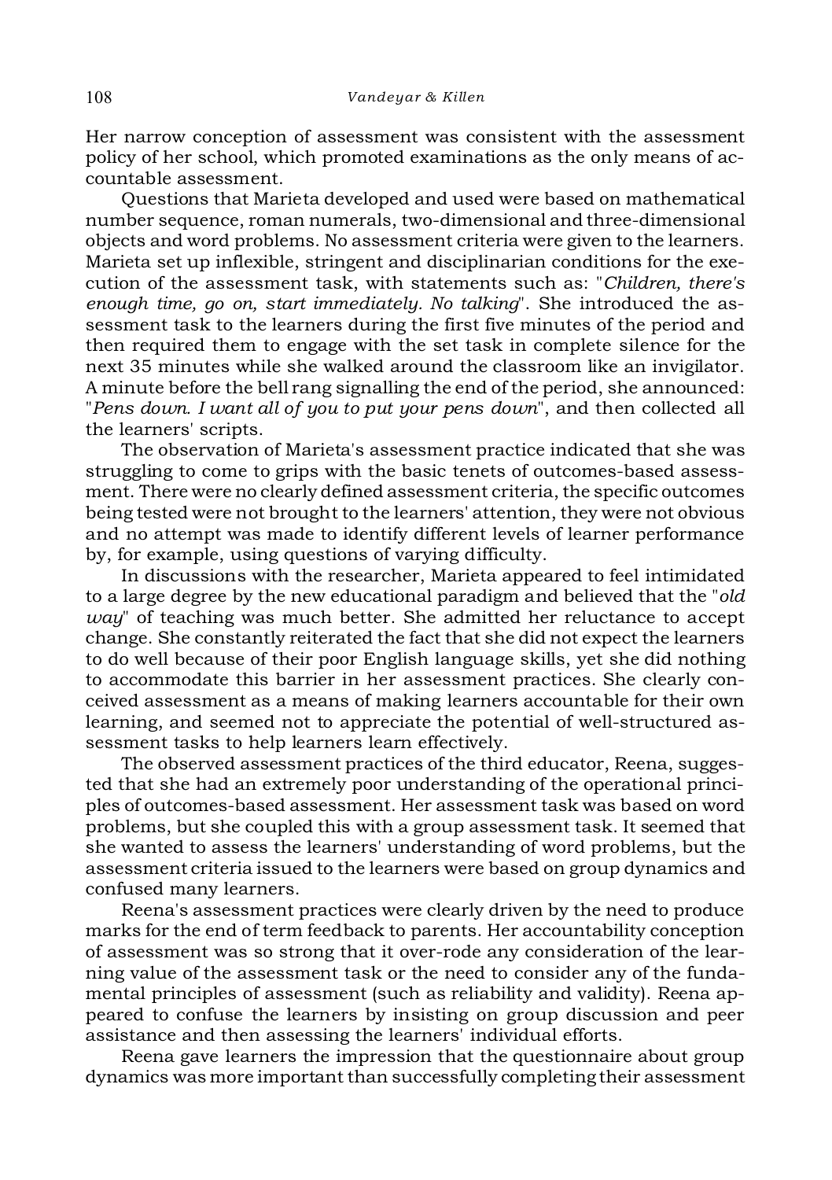Her narrow conception of assessment was consistent with the assessment policy of her school, which promoted examinations as the only means of accountable assessment.

Questions that Marieta developed and used were based on mathematical number sequence, roman numerals, two-dimensional and three-dimensional objects and word problems. No assessment criteria were given to the learners. Marieta set up inflexible, stringent and disciplinarian conditions for the execution of the assessment task, with statements such as: "*Children, there's enough time, go on, start immediately. No talking*". She introduced the assessment task to the learners during the first five minutes of the period and then required them to engage with the set task in complete silence for the next 35 minutes while she walked around the classroom like an invigilator. A minute before the bell rang signalling the end of the period, she announced: "*Pens down. I want all of you to put your pens down*", and then collected all the learners' scripts.

The observation of Marieta's assessment practice indicated that she was struggling to come to grips with the basic tenets of outcomes-based assessment. There were no clearly defined assessment criteria, the specific outcomes being tested were not brought to the learners' attention, they were not obvious and no attempt was made to identify different levels of learner performance by, for example, using questions of varying difficulty.

In discussions with the researcher, Marieta appeared to feel intimidated to a large degree by the new educational paradigm and believed that the "*old way*" of teaching was much better. She admitted her reluctance to accept change. She constantly reiterated the fact that she did not expect the learners to do well because of their poor English language skills, yet she did nothing to accommodate this barrier in her assessment practices. She clearly conceived assessment as a means of making learners accountable for their own learning, and seemed not to appreciate the potential of well-structured assessment tasks to help learners learn effectively.

The observed assessment practices of the third educator, Reena, suggested that she had an extremely poor understanding of the operational principles of outcomes-based assessment. Her assessment task was based on word problems, but she coupled this with a group assessment task. It seemed that she wanted to assess the learners' understanding of word problems, but the assessment criteria issued to the learners were based on group dynamics and confused many learners.

Reena's assessment practices were clearly driven by the need to produce marks for the end of term feedback to parents. Her accountability conception of assessment was so strong that it over-rode any consideration of the learning value of the assessment task or the need to consider any of the fundamental principles of assessment (such as reliability and validity). Reena appeared to confuse the learners by insisting on group discussion and peer assistance and then assessing the learners' individual efforts.

Reena gave learners the impression that the questionnaire about group dynamics was more important than successfully completing their assessment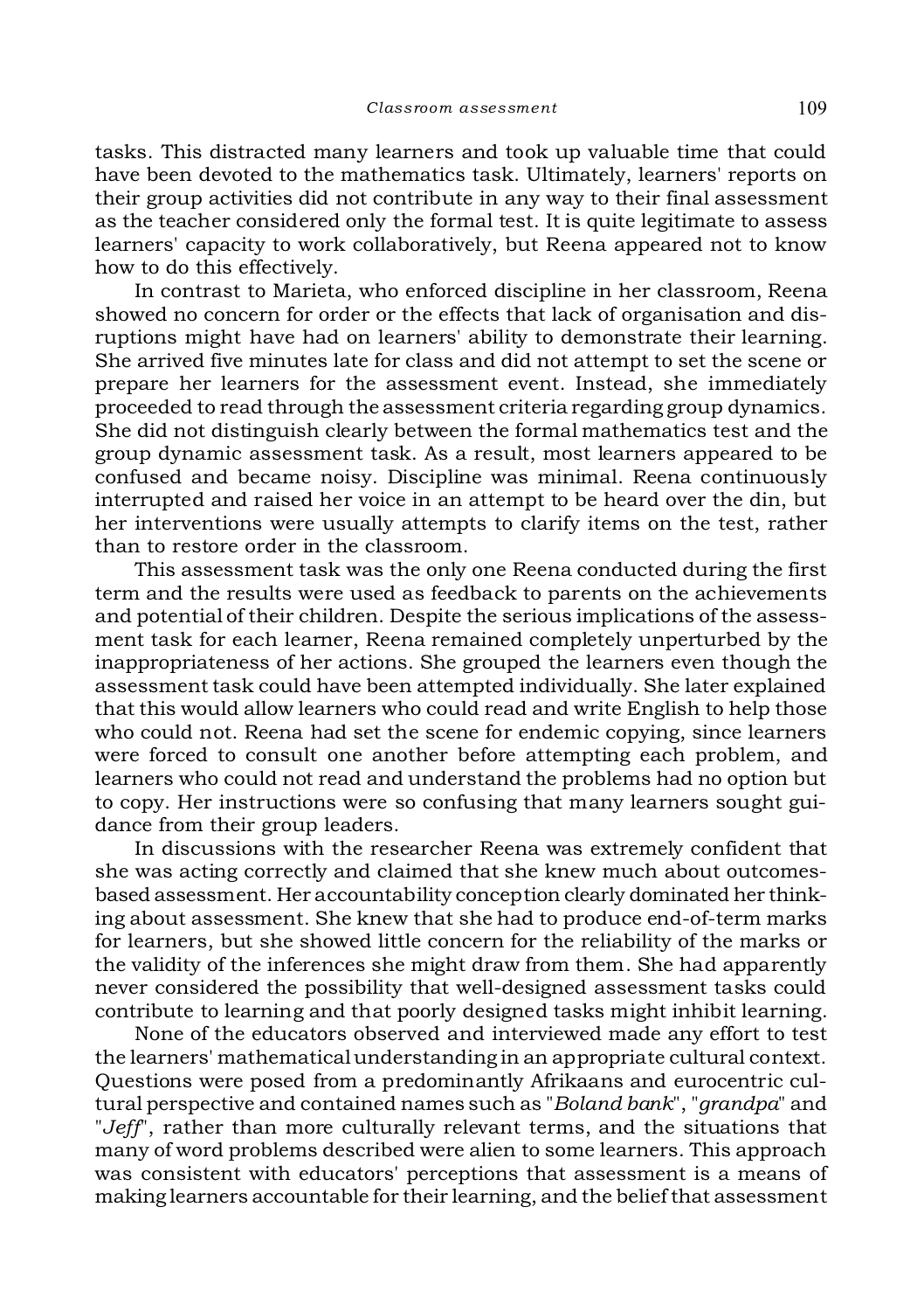tasks. This distracted many learners and took up valuable time that could have been devoted to the mathematics task. Ultimately, learners' reports on their group activities did not contribute in any way to their final assessment as the teacher considered only the formal test. It is quite legitimate to assess learners' capacity to work collaboratively, but Reena appeared not to know how to do this effectively.

In contrast to Marieta, who enforced discipline in her classroom, Reena showed no concern for order or the effects that lack of organisation and disruptions might have had on learners' ability to demonstrate their learning. She arrived five minutes late for class and did not attempt to set the scene or prepare her learners for the assessment event. Instead, she immediately proceeded to read through the assessment criteria regarding group dynamics. She did not distinguish clearly between the formal mathematics test and the group dynamic assessment task. As a result, most learners appeared to be confused and became noisy. Discipline was minimal. Reena continuously interrupted and raised her voice in an attempt to be heard over the din, but her interventions were usually attempts to clarify items on the test, rather than to restore order in the classroom.

This assessment task was the only one Reena conducted during the first term and the results were used as feedback to parents on the achievements and potential of their children. Despite the serious implications of the assessment task for each learner, Reena remained completely unperturbed by the inappropriateness of her actions. She grouped the learners even though the assessment task could have been attempted individually. She later explained that this would allow learners who could read and write English to help those who could not. Reena had set the scene for endemic copying, since learners were forced to consult one another before attempting each problem, and learners who could not read and understand the problems had no option but to copy. Her instructions were so confusing that many learners sought guidance from their group leaders.

In discussions with the researcher Reena was extremely confident that she was acting correctly and claimed that she knew much about outcomes-based assessment. Her accountability conception clearly dominated her thinking about assessment. She knew that she had to produce end-of-term marks for learners, but she showed little concern for the reliability of the marks or the validity of the inferences she might draw from them. She had apparently never considered the possibility that well-designed assessment tasks could contribute to learning and that poorly designed tasks might inhibit learning.

None of the educators observed and interviewed made any effort to test the learners' mathematical understanding in an appropriate cultural context. Questions were posed from a predominantly Afrikaans and eurocentric cultural perspective and contained names such as "*Boland bank*", "*grandpa*" and "*Jeff*", rather than more culturally relevant terms, and the situations that many of word problems described were alien to some learners. This approach was consistent with educators' perceptions that assessment is a means of making learners accountable for their learning, and the belief that assessment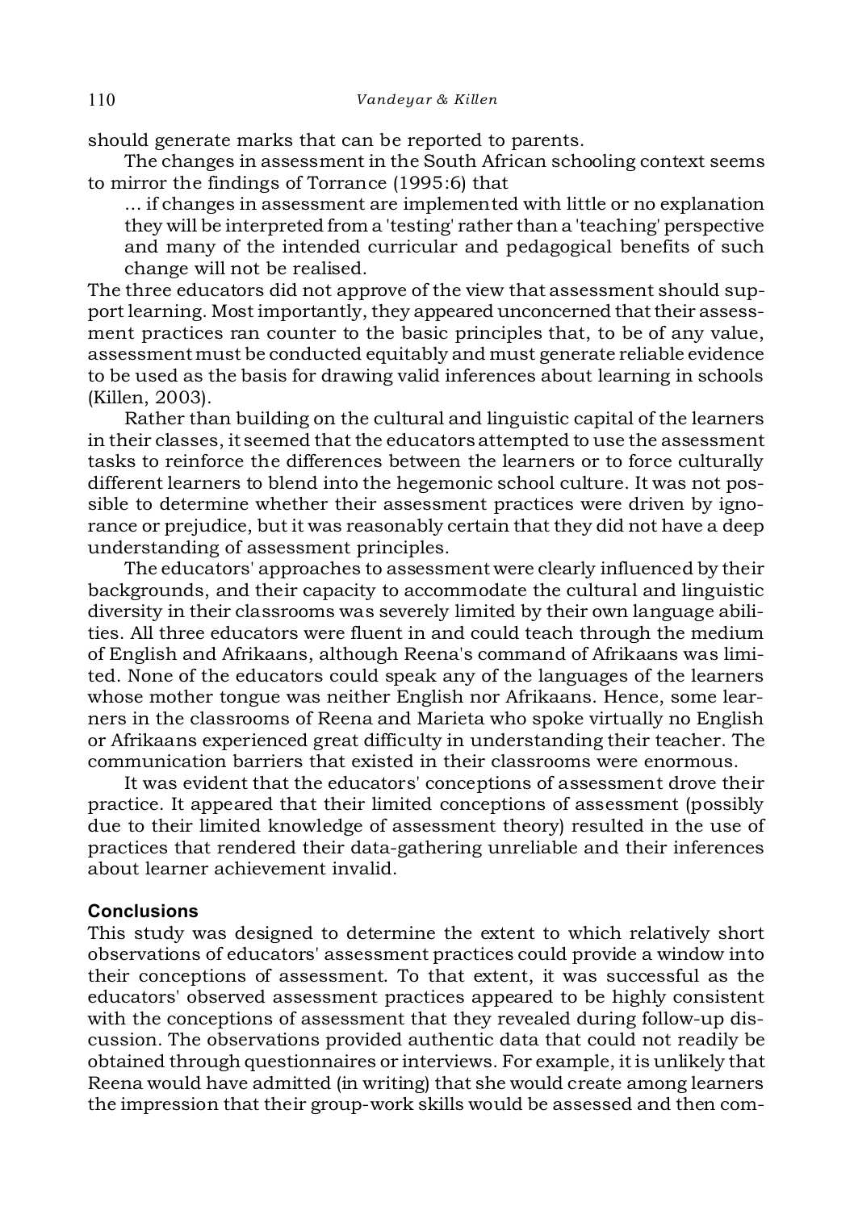should generate marks that can be reported to parents.

The changes in assessment in the South African schooling context seems to mirror the findings of Torrance (1995:6) that

> ... if changes in assessment are implemented with little or no explanation they will be interpreted from a 'testing' rather than a 'teaching' perspective and many of the intended curricular and pedagogical benefits of such change will not be realised.

The three educators did not approve of the view that assessment should support learning. Most importantly, they appeared unconcerned that their assessment practices ran counter to the basic principles that, to be of any value, assessment must be conducted equitably and must generate reliable evidence to be used as the basis for drawing valid inferences about learning in schools (Killen, 2003).

Rather than building on the cultural and linguistic capital of the learners in their classes, it seemed that the educators attempted to use the assessment tasks to reinforce the differences between the learners or to force culturally different learners to blend into the hegemonic school culture. It was not possible to determine whether their assessment practices were driven by ignorance or prejudice, but it was reasonably certain that they did not have a deep understanding of assessment principles.

The educators' approaches to assessment were clearly influenced by their backgrounds, and their capacity to accommodate the cultural and linguistic diversity in their classrooms was severely limited by their own language abilities. All three educators were fluent in and could teach through the medium of English and Afrikaans, although Reena's command of Afrikaans was limited. None of the educators could speak any of the languages of the learners whose mother tongue was neither English nor Afrikaans. Hence, some learners in the classrooms of Reena and Marieta who spoke virtually no English or Afrikaans experienced great difficulty in understanding their teacher. The communication barriers that existed in their classrooms were enormous.

It was evident that the educators' conceptions of assessment drove their practice. It appeared that their limited conceptions of assessment (possibly due to their limited knowledge of assessment theory) resulted in the use of practices that rendered their data-gathering unreliable and their inferences about learner achievement invalid.

## Conclusions

This study was designed to determine the extent to which relatively short observations of educators' assessment practices could provide a window into their conceptions of assessment. To that extent, it was successful as the educators' observed assessment practices appeared to be highly consistent with the conceptions of assessment that they revealed during follow-up discussion. The observations provided authentic data that could not readily be obtained through questionnaires or interviews. For example, it is unlikely that Reena would have admitted (in writing) that she would create among learners the impression that their group-work skills would be assessed and then com-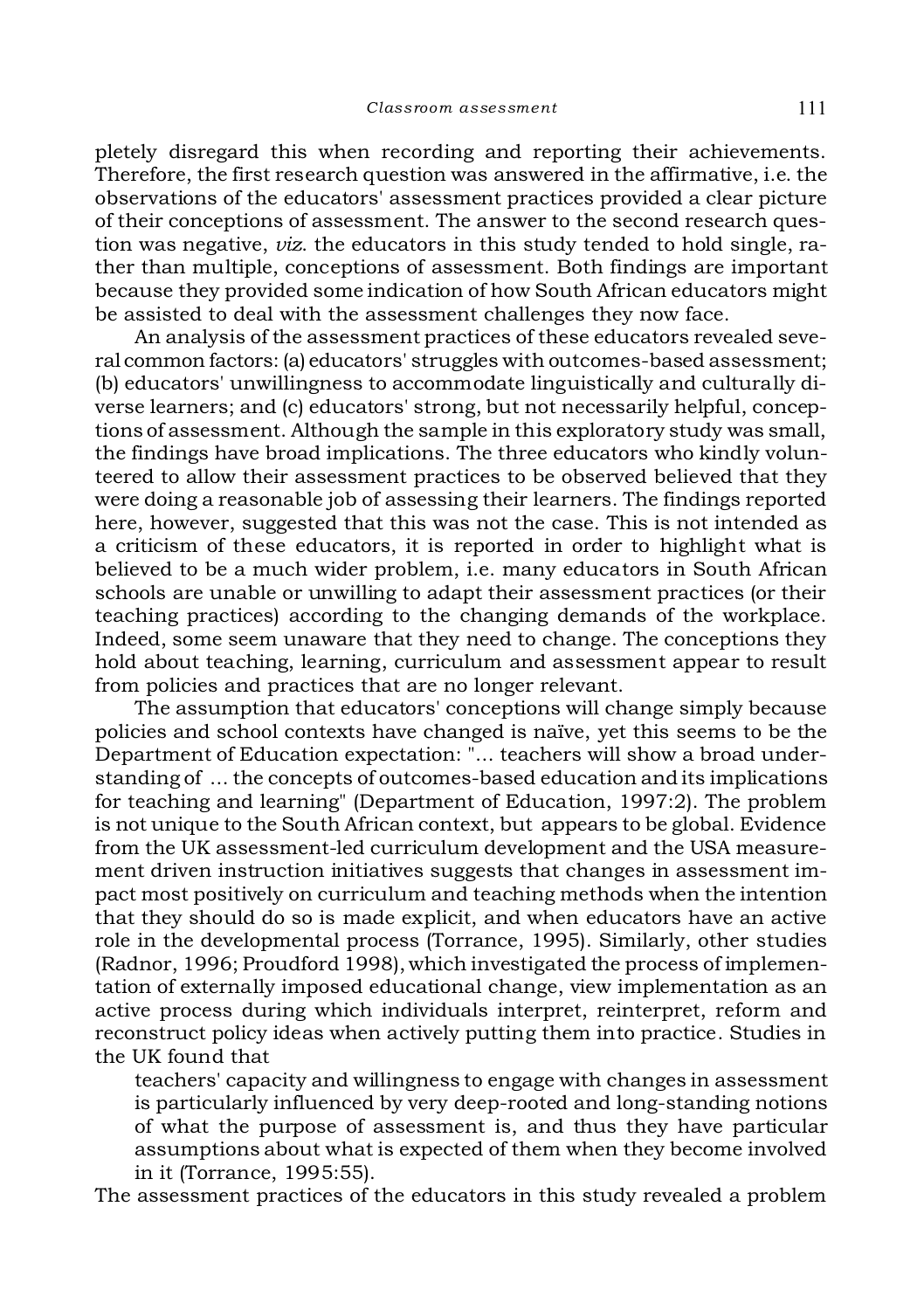pletely disregard this when recording and reporting their achievements. Therefore, the first research question was answered in the affirmative, i.e. the observations of the educators' assessment practices provided a clear picture of their conceptions of assessment. The answer to the second research question was negative, *viz.* the educators in this study tended to hold single, rather than multiple, conceptions of assessment. Both findings are important because they provided some indication of how South African educators might be assisted to deal with the assessment challenges they now face.

An analysis of the assessment practices of these educators revealed several common factors: (a) educators' struggles with outcomes-based assessment; (b) educators' unwillingness to accommodate linguistically and culturally diverse learners; and (c) educators' strong, but not necessarily helpful, conceptions of assessment. Although the sample in this exploratory study was small, the findings have broad implications. The three educators who kindly volunteered to allow their assessment practices to be observed believed that they were doing a reasonable job of assessing their learners. The findings reported here, however, suggested that this was not the case. This is not intended as a criticism of these educators, it is reported in order to highlight what is believed to be a much wider problem, i.e. many educators in South African schools are unable or unwilling to adapt their assessment practices (or their teaching practices) according to the changing demands of the workplace. Indeed, some seem unaware that they need to change. The conceptions they hold about teaching, learning, curriculum and assessment appear to result from policies and practices that are no longer relevant.

The assumption that educators' conceptions will change simply because policies and school contexts have changed is naïve, yet this seems to be the Department of Education expectation: "... teachers will show a broad understanding of ... the concepts of outcomes-based education and its implications for teaching and learning" (Department of Education, 1997:2). The problem is not unique to the South African context, but appears to be global. Evidence from the UK assessment-led curriculum development and the USA measurement driven instruction initiatives suggests that changes in assessment impact most positively on curriculum and teaching methods when the intention that they should do so is made explicit, and when educators have an active role in the developmental process (Torrance, 1995). Similarly, other studies (Radnor, 1996; Proudford 1998), which investigated the process of implementation of externally imposed educational change, view implementation as an active process during which individuals interpret, reinterpret, reform and reconstruct policy ideas when actively putting them into practice. Studies in the UK found that

> teachers' capacity and willingness to engage with changes in assessment is particularly influenced by very deep-rooted and long-standing notions of what the purpose of assessment is, and thus they have particular assumptions about what is expected of them when they become involved in it (Torrance, 1995:55).

The assessment practices of the educators in this study revealed a problem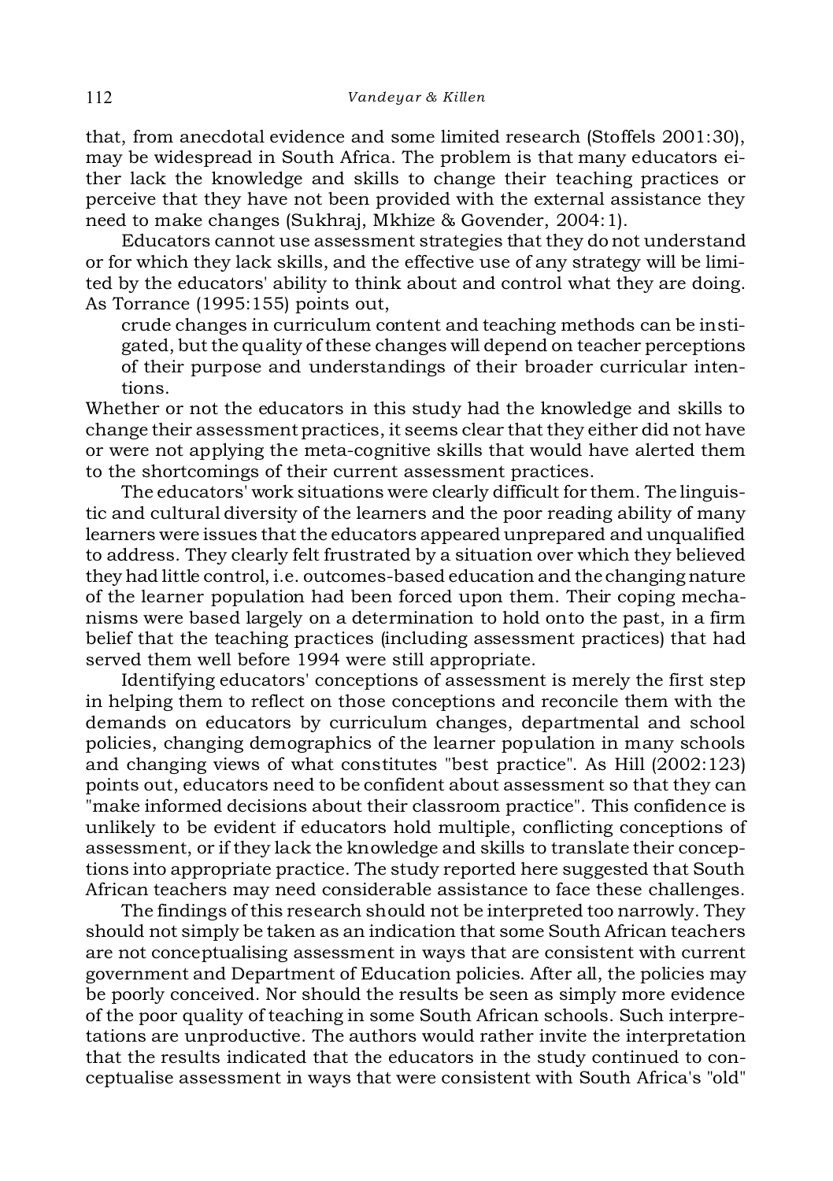that, from anecdotal evidence and some limited research (Stoffels 2001:30), may be widespread in South Africa. The problem is that many educators either lack the knowledge and skills to change their teaching practices or perceive that they have not been provided with the external assistance they need to make changes (Sukhraj, Mkhize & Govender, 2004:1).

Educators cannot use assessment strategies that they do not understand or for which they lack skills, and the effective use of any strategy will be limited by the educators' ability to think about and control what they are doing. As Torrance (1995:155) points out,

> crude changes in curriculum content and teaching methods can be instigated, but the quality of these changes will depend on teacher perceptions of their purpose and understandings of their broader curricular intentions.

Whether or not the educators in this study had the knowledge and skills to change their assessment practices, it seems clear that they either did not have or were not applying the meta-cognitive skills that would have alerted them to the shortcomings of their current assessment practices.

The educators' work situations were clearly difficult for them. The linguistic and cultural diversity of the learners and the poor reading ability of many learners were issues that the educators appeared unprepared and unqualified to address. They clearly felt frustrated by a situation over which they believed they had little control, i.e. outcomes-based education and the changing nature of the learner population had been forced upon them. Their coping mechanisms were based largely on a determination to hold onto the past, in a firm belief that the teaching practices (including assessment practices) that had served them well before 1994 were still appropriate.

Identifying educators' conceptions of assessment is merely the first step in helping them to reflect on those conceptions and reconcile them with the demands on educators by curriculum changes, departmental and school policies, changing demographics of the learner population in many schools and changing views of what constitutes "best practice". As Hill (2002:123) points out, educators need to be confident about assessment so that they can "make informed decisions about their classroom practice". This confidence is unlikely to be evident if educators hold multiple, conflicting conceptions of assessment, or if they lack the knowledge and skills to translate their conceptions into appropriate practice. The study reported here suggested that South African teachers may need considerable assistance to face these challenges.

The findings of this research should not be interpreted too narrowly. They should not simply be taken as an indication that some South African teachers are not conceptualising assessment in ways that are consistent with current government and Department of Education policies. After all, the policies may be poorly conceived. Nor should the results be seen as simply more evidence of the poor quality of teaching in some South African schools. Such interpretations are unproductive. The authors would rather invite the interpretation that the results indicated that the educators in the study continued to conceptualise assessment in ways that were consistent with South Africa's "old"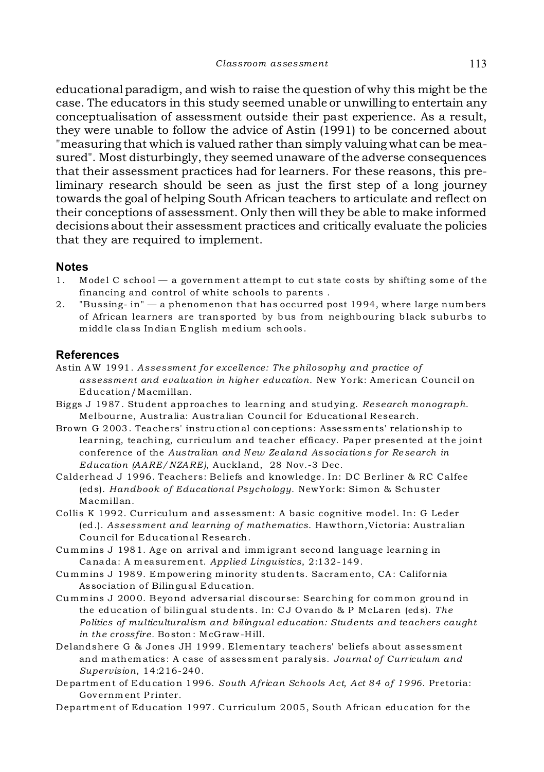educational paradigm, and wish to raise the question of why this might be the case. The educators in this study seemed unable or unwilling to entertain any conceptualisation of assessment outside their past experience. As a result, they were unable to follow the advice of Astin (1991) to be concerned about "measuring that which is valued rather than simply valuing what can be measured". Most disturbingly, they seemed unaware of the adverse consequences that their assessment practices had for learners. For these reasons, this preliminary research should be seen as just the first step of a long journey towards the goal of helping South African teachers to articulate and reflect on their conceptions of assessment. Only then will they be able to make informed decisions about their assessment practices and critically evaluate the policies that they are required to implement.

## Notes

1. Model C school — a government attempt to cut state costs by shifting some of the financing and control of white schools to parents .
2. "Bussing- in" — a phenomenon that has occurred post 1994, where large numbers of African learners are transported by bus from neighbouring black suburbs to middle class Indian English medium schools.

## References

Astin AW 1991. *Assessment for excellence: The philosophy and practice of assessment and evaluation in higher education*. New York: American Council on Education/Macmillan.

Biggs J 1987. Student approaches to learning and studying. *Research monograph*. Melbourne, Australia: Australian Council for Educational Research.

Brown G 2003. Teachers' instructional conceptions: Assessments' relationship to learning, teaching, curriculum and teacher efficacy. Paper presented at the joint conference of the *Australian and New Zealand Associations for Research in Education (AARE/NZARE)*, Auckland, 28 Nov.-3 Dec.

Calderhead J 1996. Teachers: Beliefs and knowledge. In: DC Berliner & RC Calfee (eds). *Handbook of Educational Psychology*. NewYork: Simon & Schuster Macmillan.

Collis K 1992. Curriculum and assessment: A basic cognitive model. In: G Leder (ed.). *Assessment and learning of mathematics*. Hawthorn,Victoria: Australian Council for Educational Research.

Cummins J 1981. Age on arrival and immigrant second language learning in Canada: A measurement. *Applied Linguistics*, 2:132-149.

Cummins J 1989. Empowering minority students. Sacramento, CA: California Association of Bilingual Education.

Cummins J 2000. Beyond adversarial discourse: Searching for common ground in the education of bilingual students. In: CJ Ovando & P McLaren (eds). *The Politics of multiculturalism and bilingual education: Students and teachers caught in the crossfire*. Boston: McGraw-Hill.

Delandshere G & Jones JH 1999. Elementary teachers' beliefs about assessment and mathematics: A case of assessment paralysis. *Journal of Curriculum and Supervision*, 14:216-240.

Department of Education 1996. *South African Schools Act, Act 84 of 1996*. Pretoria: Government Printer.

Department of Education 1997. Curriculum 2005, South African education for the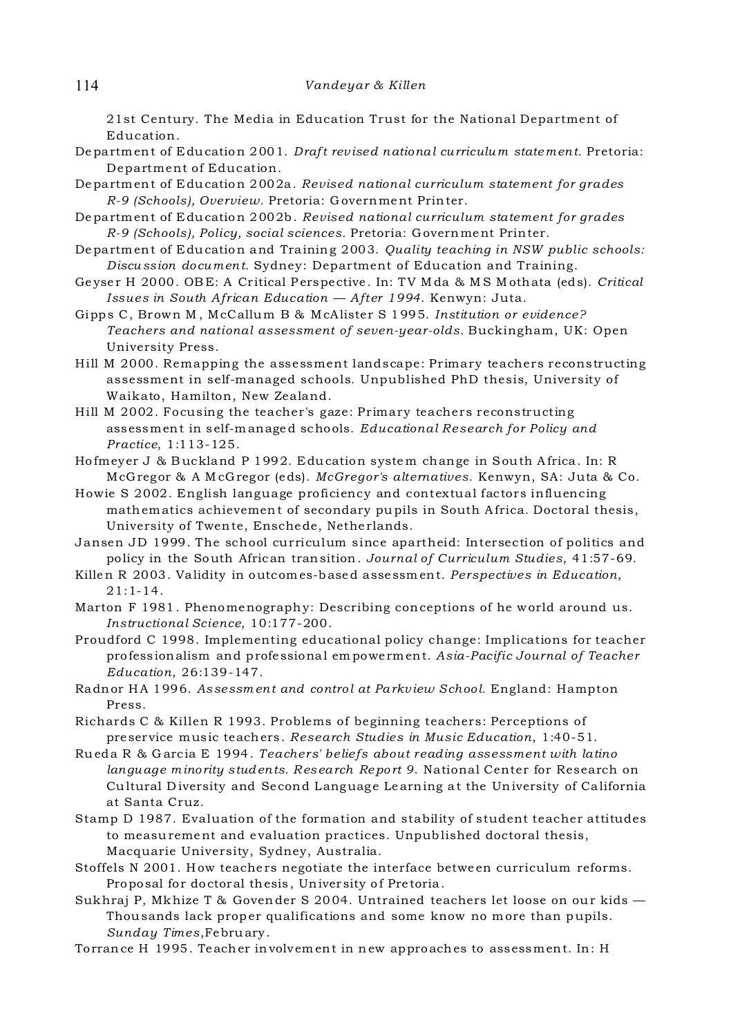21st Century. The Media in Education Trust for the National Department of Education.

Department of Education 2001. *Draft revised national curriculum statement.* Pretoria: Department of Education.

Department of Education 2002a. *Revised national curriculum statement for grades R-9 (Schools), Overview.* Pretoria: Government Printer.

Department of Education 2002b. *Revised national curriculum statement for grades R-9 (Schools), Policy, social sciences.* Pretoria: Government Printer.

Department of Education and Training 2003. *Quality teaching in NSW public schools: Discussion document.* Sydney: Department of Education and Training.

Geyser H 2000. OBE: A Critical Perspective. In: TV Mda & MS Mothata (eds). *Critical Issues in South African Education — After 1994.* Kenwyn: Juta.

Gipps C, Brown M, McCallum B & McAlister S 1995. *Institution or evidence? Teachers and national assessment of seven-year-olds.* Buckingham, UK: Open University Press.

Hill M 2000. Remapping the assessment landscape: Primary teachers reconstructing assessment in self-managed schools. Unpublished PhD thesis, University of Waikato, Hamilton, New Zealand.

Hill M 2002. Focusing the teacher's gaze: Primary teachers reconstructing assessment in self-managed schools. *Educational Research for Policy and Practice*, 1:113-125.

Hofmeyer J & Buckland P 1992. Education system change in South Africa. In: R McGregor & A McGregor (eds). *McGregor's alternatives.* Kenwyn, SA: Juta & Co.

Howie S 2002. English language proficiency and contextual factors influencing mathematics achievement of secondary pupils in South Africa. Doctoral thesis, University of Twente, Enschede, Netherlands.

Jansen JD 1999. The school curriculum since apartheid: Intersection of politics and policy in the South African transition. *Journal of Curriculum Studies*, 41:57-69.

Killen R 2003. Validity in outcomes-based assessment. *Perspectives in Education*, 21:1-14.

Marton F 1981. Phenomenography: Describing conceptions of he world around us. *Instructional Science*, 10:177-200.

Proudford C 1998. Implementing educational policy change: Implications for teacher professionalism and professional empowerment. *Asia-Pacific Journal of Teacher Education*, 26:139-147.

Radnor HA 1996. *Assessment and control at Parkview School.* England: Hampton Press.

Richards C & Killen R 1993. Problems of beginning teachers: Perceptions of preservice music teachers. *Research Studies in Music Education*, 1:40-51.

Rueda R & Garcia E 1994. *Teachers' beliefs about reading assessment with latino language minority students. Research Report 9.* National Center for Research on Cultural Diversity and Second Language Learning at the University of California at Santa Cruz.

Stamp D 1987. Evaluation of the formation and stability of student teacher attitudes to measurement and evaluation practices. Unpublished doctoral thesis, Macquarie University, Sydney, Australia.

Stoffels N 2001. How teachers negotiate the interface between curriculum reforms. Proposal for doctoral thesis, University of Pretoria.

Sukhraj P, Mkhize T & Govender S 2004. Untrained teachers let loose on our kids — Thousands lack proper qualifications and some know no more than pupils. *Sunday Times*, February.

Torrance H 1995. Teacher involvement in new approaches to assessment. In: H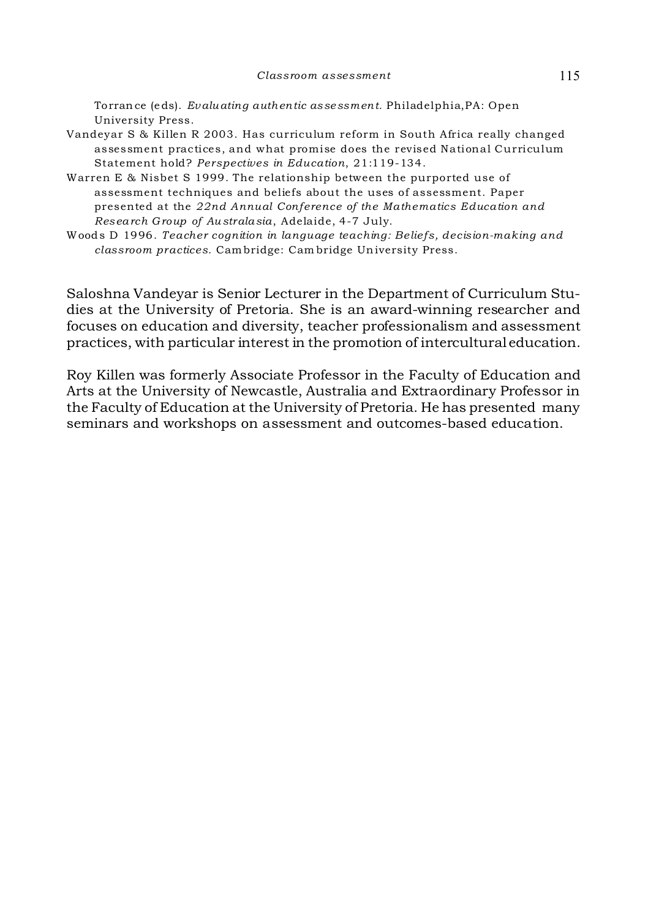Torrance (eds). *Evaluating authentic assessment*. Philadelphia,PA: Open University Press.

Vandeyar S & Killen R 2003. Has curriculum reform in South Africa really changed assessment practices, and what promise does the revised National Curriculum Statement hold? *Perspectives in Education*, 21:119-134.

Warren E & Nisbet S 1999. The relationship between the purported use of assessment techniques and beliefs about the uses of assessment. Paper presented at the *22nd Annual Conference of the Mathematics Education and Research Group of Australasia*, Adelaide, 4-7 July.

Woods D 1996. *Teacher cognition in language teaching: Beliefs, decision-making and classroom practices*. Cambridge: Cambridge University Press.

Saloshna Vandeyar is Senior Lecturer in the Department of Curriculum Studies at the University of Pretoria. She is an award-winning researcher and focuses on education and diversity, teacher professionalism and assessment practices, with particular interest in the promotion of intercultural education.

Roy Killen was formerly Associate Professor in the Faculty of Education and Arts at the University of Newcastle, Australia and Extraordinary Professor in the Faculty of Education at the University of Pretoria. He has presented many seminars and workshops on assessment and outcomes-based education.